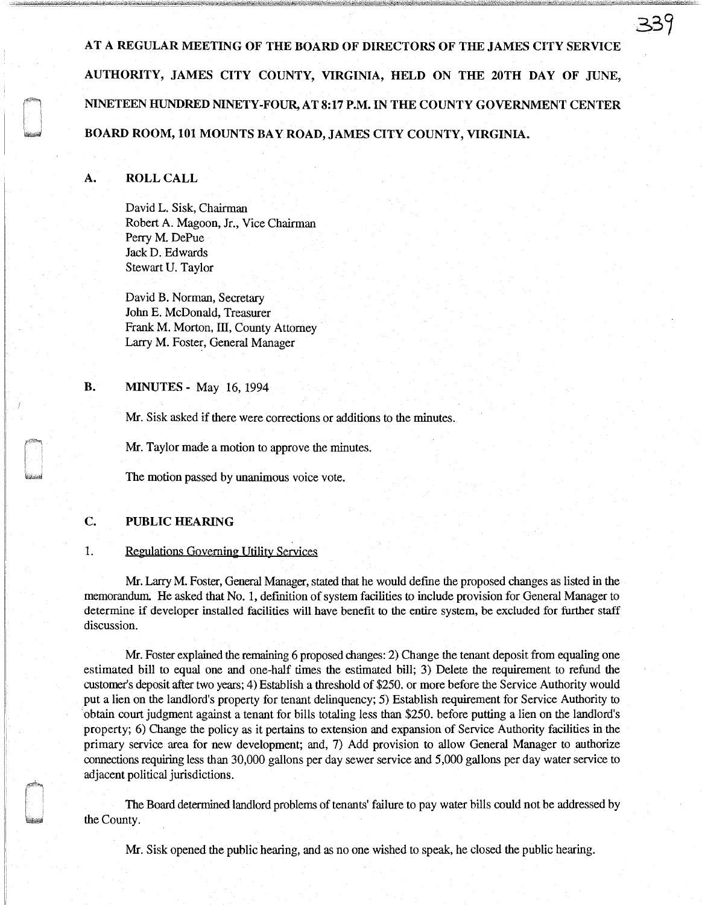**AT A REGULAR MEETING OF THE BOARD OF DIRECTORS OF THE JAMES CITY SERVICE AUTHORITY, JAMES CITY COUNTY, VIRGINIA, HELD ON THE 20TH DAY OF JUNE, NINETEEN HUNDRED NINETY-FOUR, AT 8:17 P.M. IN THE COUNTY GOVERNMENT CENTER BOARD ROOM, 101 MOUNTS BAY ROAD, JAMES CITY COUNTY, VIRGINIA.**

## A. ROLL CALL

David L. Sisk, Chairman
Robert A. Magoon, Jr., Vice Chairman
Perry M. DePue
Jack D. Edwards
Stewart U. Taylor

David B. Norman, Secretary
John E. McDonald, Treasurer
Frank M. Morton, III, County Attorney
Larry M. Foster, General Manager

## B. MINUTES - May 16, 1994

Mr. Sisk asked if there were corrections or additions to the minutes.

Mr. Taylor made a motion to approve the minutes.

The motion passed by unanimous voice vote.

## C. PUBLIC HEARING

1. Regulations Governing Utility Services

Mr. Larry M. Foster, General Manager, stated that he would define the proposed changes as listed in the memorandum. He asked that No. 1, definition of system facilities to include provision for General Manager to determine if developer installed facilities will have benefit to the entire system, be excluded for further staff discussion.

Mr. Foster explained the remaining 6 proposed changes: 2) Change the tenant deposit from equaling one estimated bill to equal one and one-half times the estimated bill; 3) Delete the requirement to refund the customer's deposit after two years; 4) Establish a threshold of $250. or more before the Service Authority would put a lien on the landlord's property for tenant delinquency; 5) Establish requirement for Service Authority to obtain court judgment against a tenant for bills totaling less than $250. before putting a lien on the landlord's property; 6) Change the policy as it pertains to extension and expansion of Service Authority facilities in the primary service area for new development; and, 7) Add provision to allow General Manager to authorize connections requiring less than 30,000 gallons per day sewer service and 5,000 gallons per day water service to adjacent political jurisdictions.

The Board determined landlord problems of tenants' failure to pay water bills could not be addressed by the County.

Mr. Sisk opened the public hearing, and as no one wished to speak, he closed the public hearing.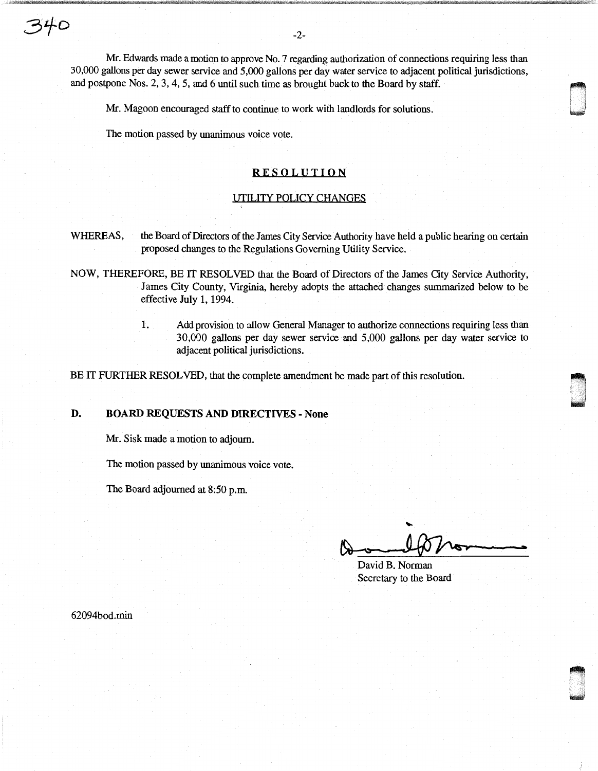Mr. Edwards made a motion to approve No. 7 regarding authorization of connections requiring less than 30,000 gallons per day sewer service and 5,000 gallons per day water service to adjacent political jurisdictions, and postpone Nos. 2, 3, 4, 5, and 6 until such time as brought back to the Board by staff.

Mr. Magoon encouraged staff to continue to work with landlords for solutions.

The motion passed by unanimous voice vote.

**RESOLUTION**

UTILITY POLICY CHANGES

WHEREAS, the Board of Directors of the James City Service Authority have held a public hearing on certain proposed changes to the Regulations Governing Utility Service.

NOW, THEREFORE, BE IT RESOLVED that the Board of Directors of the James City Service Authority, James City County, Virginia, hereby adopts the attached changes summarized below to be effective July 1, 1994.

1. Add provision to allow General Manager to authorize connections requiring less than 30,000 gallons per day sewer service and 5,000 gallons per day water service to adjacent political jurisdictions.

BE IT FURTHER RESOLVED, that the complete amendment be made part of this resolution.

**D. BOARD REQUESTS AND DIRECTIVES - None**

Mr. Sisk made a motion to adjourn.

The motion passed by unanimous voice vote.

The Board adjourned at 8:50 p.m.

David B. Norman
Secretary to the Board

62094bod.min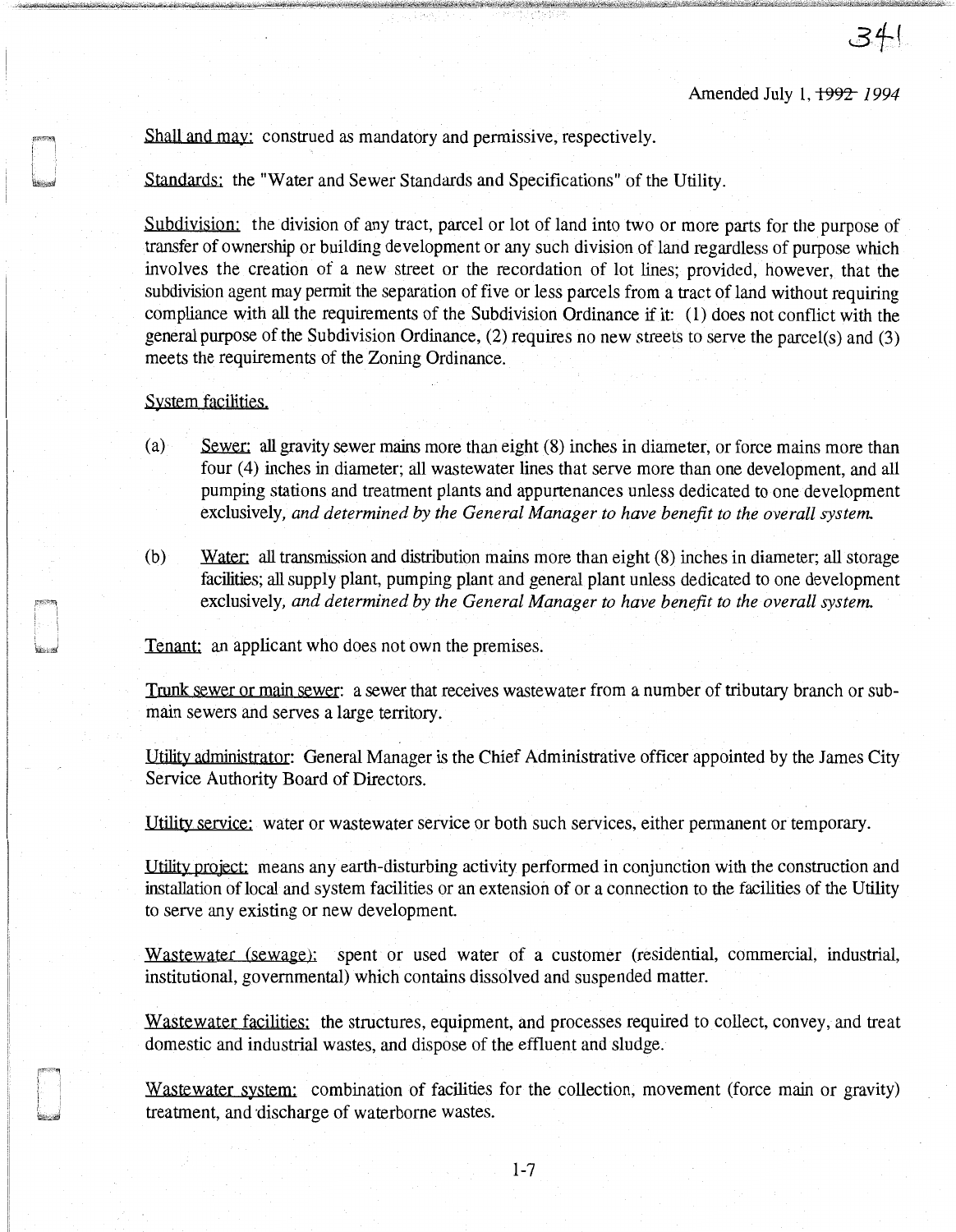Amended July 1, ~~1992~~ *1994*

Shall and may: construed as mandatory and permissive, respectively.

Standards: the "Water and Sewer Standards and Specifications" of the Utility.

Subdivision: the division of any tract, parcel or lot of land into two or more parts for the purpose of transfer of ownership or building development or any such division of land regardless of purpose which involves the creation of a new street or the recordation of lot lines; provided, however, that the subdivision agent may permit the separation of five or less parcels from a tract of land without requiring compliance with all the requirements of the Subdivision Ordinance if it: (1) does not conflict with the general purpose of the Subdivision Ordinance, (2) requires no new streets to serve the parcel(s) and (3) meets the requirements of the Zoning Ordinance.

System facilities.

(a) Sewer: all gravity sewer mains more than eight (8) inches in diameter, or force mains more than four (4) inches in diameter; all wastewater lines that serve more than one development, and all pumping stations and treatment plants and appurtenances unless dedicated to one development exclusively, *and determined by the General Manager to have benefit to the overall system.*

(b) Water: all transmission and distribution mains more than eight (8) inches in diameter; all storage facilities; all supply plant, pumping plant and general plant unless dedicated to one development exclusively, *and determined by the General Manager to have benefit to the overall system.*

Tenant: an applicant who does not own the premises.

Trunk sewer or main sewer: a sewer that receives wastewater from a number of tributary branch or sub-main sewers and serves a large territory.

Utility administrator: General Manager is the Chief Administrative officer appointed by the James City Service Authority Board of Directors.

Utility service: water or wastewater service or both such services, either permanent or temporary.

Utility project: means any earth-disturbing activity performed in conjunction with the construction and installation of local and system facilities or an extension of or a connection to the facilities of the Utility to serve any existing or new development.

Wastewater (sewage): spent or used water of a customer (residential, commercial, industrial, institutional, governmental) which contains dissolved and suspended matter.

Wastewater facilities: the structures, equipment, and processes required to collect, convey, and treat domestic and industrial wastes, and dispose of the effluent and sludge.

Wastewater system: combination of facilities for the collection, movement (force main or gravity) treatment, and discharge of waterborne wastes.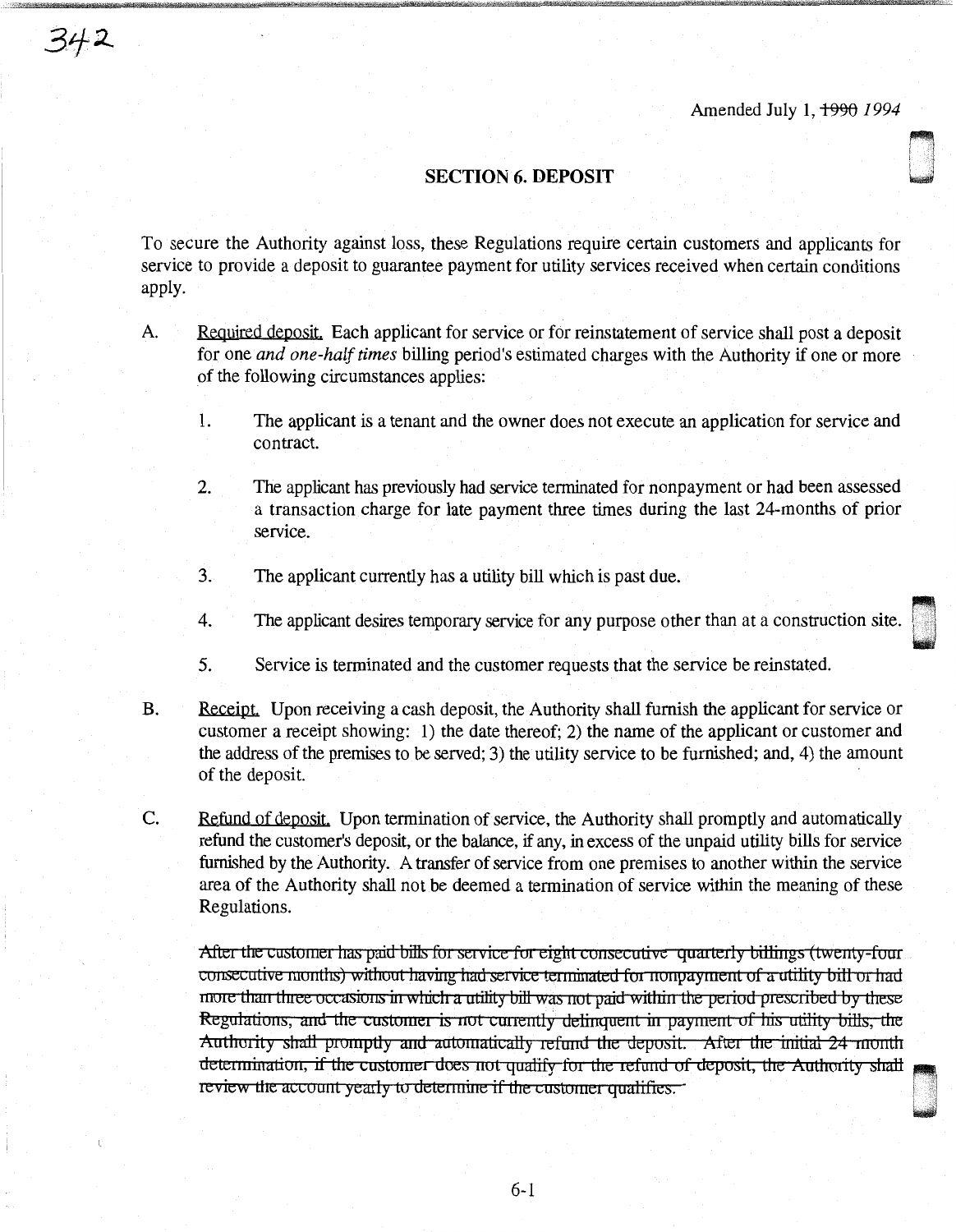342

Amended July 1, ~~1990~~ *1994*

## SECTION 6. DEPOSIT

To secure the Authority against loss, these Regulations require certain customers and applicants for service to provide a deposit to guarantee payment for utility services received when certain conditions apply.

A. Required deposit. Each applicant for service or for reinstatement of service shall post a deposit for one *and one-half times* billing period's estimated charges with the Authority if one or more of the following circumstances applies:

   1. The applicant is a tenant and the owner does not execute an application for service and contract.

   2. The applicant has previously had service terminated for nonpayment or had been assessed a transaction charge for late payment three times during the last 24-months of prior service.

   3. The applicant currently has a utility bill which is past due.

   4. The applicant desires temporary service for any purpose other than at a construction site.

   5. Service is terminated and the customer requests that the service be reinstated.

B. Receipt. Upon receiving a cash deposit, the Authority shall furnish the applicant for service or customer a receipt showing: 1) the date thereof; 2) the name of the applicant or customer and the address of the premises to be served; 3) the utility service to be furnished; and, 4) the amount of the deposit.

C. Refund of deposit. Upon termination of service, the Authority shall promptly and automatically refund the customer's deposit, or the balance, if any, in excess of the unpaid utility bills for service furnished by the Authority. A transfer of service from one premises to another within the service area of the Authority shall not be deemed a termination of service within the meaning of these Regulations.

   ~~After the customer has paid bills for service for eight consecutive quarterly billings (twenty-four consecutive months) without having had service terminated for nonpayment of a utility bill or had more than three occasions in which a utility bill was not paid within the period prescribed by these Regulations, and the customer is not currently delinquent in payment of his utility bills, the Authority shall promptly and automatically refund the deposit. After the initial 24 month determination, if the customer does not qualify for the refund of deposit, the Authority shall review the account yearly to determine if the customer qualifies.~~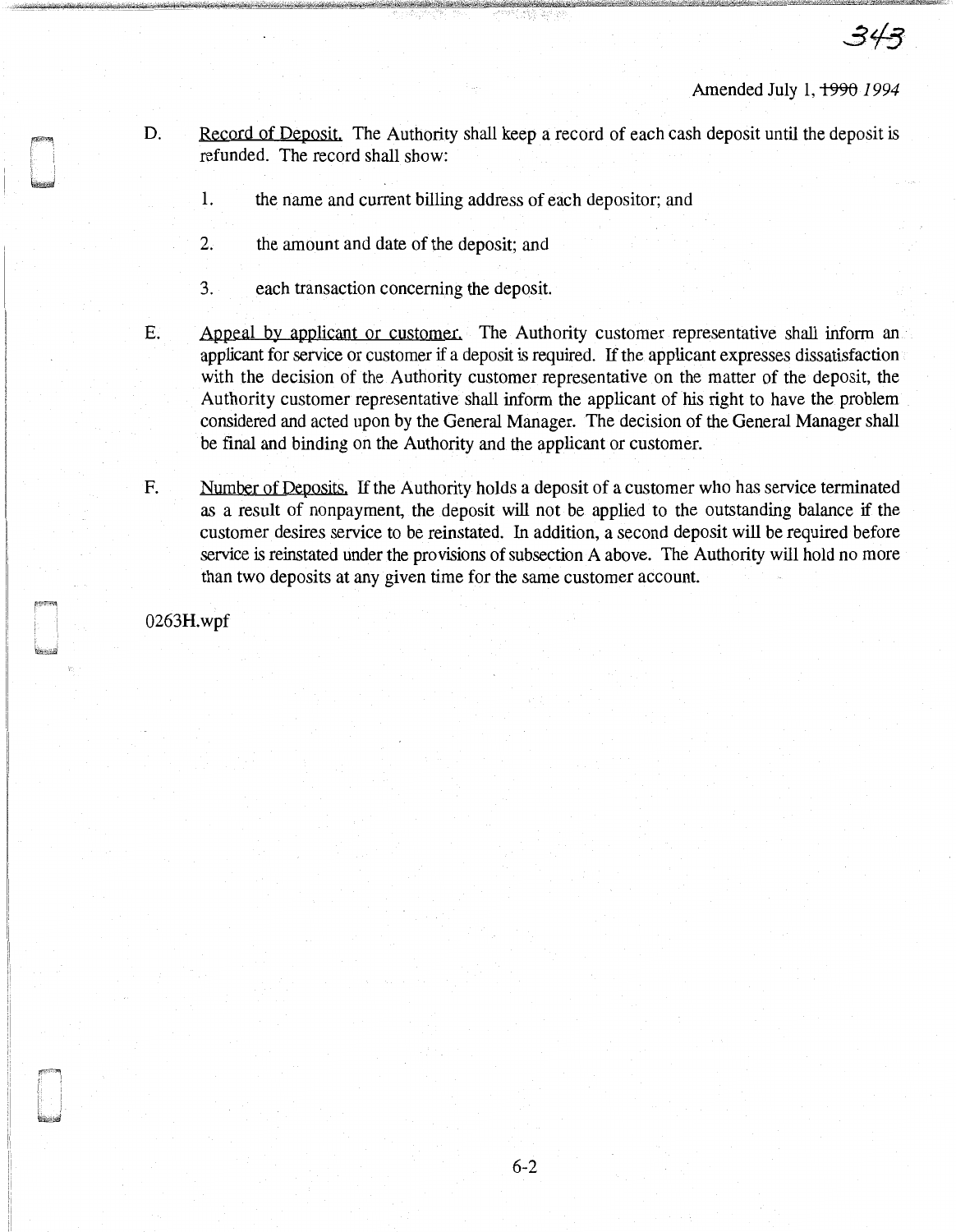Amended July 1, ~~1990~~ *1994*

D. Record of Deposit. The Authority shall keep a record of each cash deposit until the deposit is refunded. The record shall show:

   1. the name and current billing address of each depositor; and

   2. the amount and date of the deposit; and

   3. each transaction concerning the deposit.

E. Appeal by applicant or customer. The Authority customer representative shall inform an applicant for service or customer if a deposit is required. If the applicant expresses dissatisfaction with the decision of the Authority customer representative on the matter of the deposit, the Authority customer representative shall inform the applicant of his right to have the problem considered and acted upon by the General Manager. The decision of the General Manager shall be final and binding on the Authority and the applicant or customer.

F. Number of Deposits. If the Authority holds a deposit of a customer who has service terminated as a result of nonpayment, the deposit will not be applied to the outstanding balance if the customer desires service to be reinstated. In addition, a second deposit will be required before service is reinstated under the provisions of subsection A above. The Authority will hold no more than two deposits at any given time for the same customer account.

0263H.wpf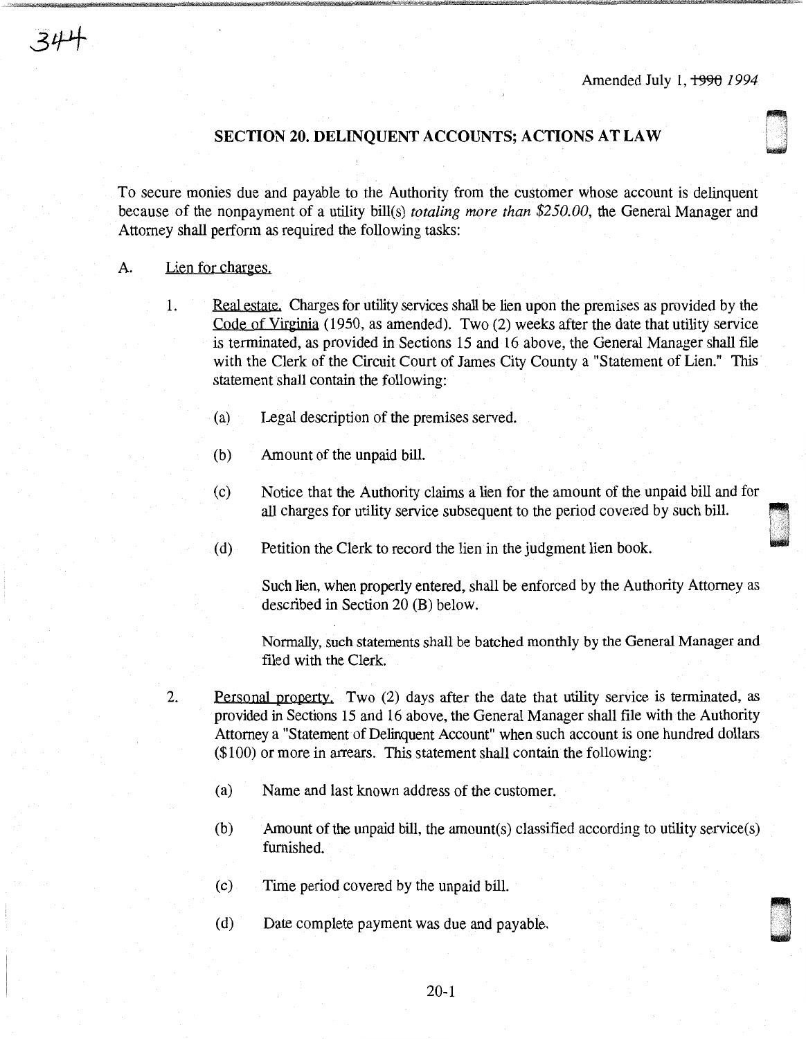Amended July 1, ~~1990~~ *1994*

## SECTION 20. DELINQUENT ACCOUNTS; ACTIONS AT LAW

To secure monies due and payable to the Authority from the customer whose account is delinquent because of the nonpayment of a utility bill(s) *totaling more than $250.00*, the General Manager and Attorney shall perform as required the following tasks:

A. Lien for charges.

1. Real estate. Charges for utility services shall be lien upon the premises as provided by the Code of Virginia (1950, as amended). Two (2) weeks after the date that utility service is terminated, as provided in Sections 15 and 16 above, the General Manager shall file with the Clerk of the Circuit Court of James City County a "Statement of Lien." This statement shall contain the following:

   (a) Legal description of the premises served.

   (b) Amount of the unpaid bill.

   (c) Notice that the Authority claims a lien for the amount of the unpaid bill and for all charges for utility service subsequent to the period covered by such bill.

   (d) Petition the Clerk to record the lien in the judgment lien book.

   Such lien, when properly entered, shall be enforced by the Authority Attorney as described in Section 20 (B) below.

   Normally, such statements shall be batched monthly by the General Manager and filed with the Clerk.

2. Personal property. Two (2) days after the date that utility service is terminated, as provided in Sections 15 and 16 above, the General Manager shall file with the Authority Attorney a "Statement of Delinquent Account" when such account is one hundred dollars ($100) or more in arrears. This statement shall contain the following:

   (a) Name and last known address of the customer.

   (b) Amount of the unpaid bill, the amount(s) classified according to utility service(s) furnished.

   (c) Time period covered by the unpaid bill.

   (d) Date complete payment was due and payable.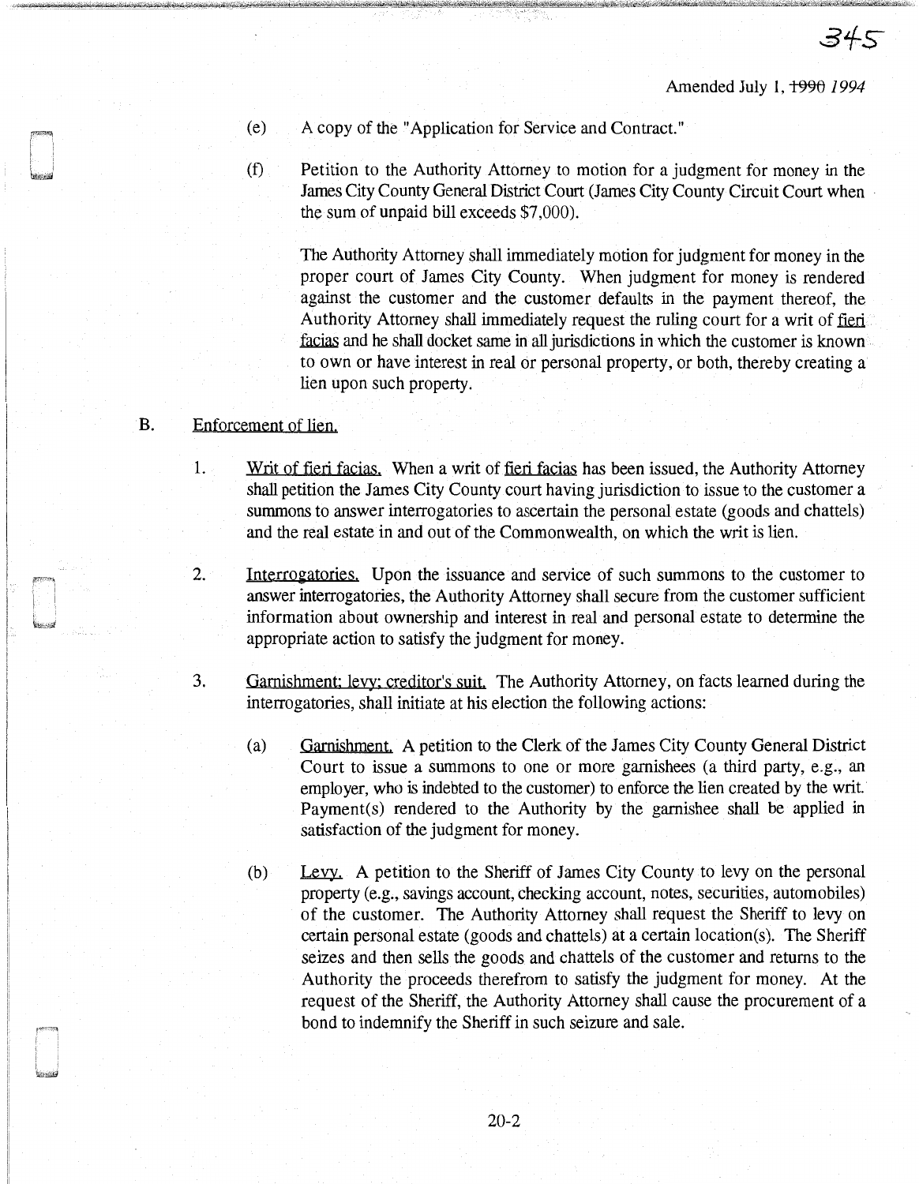Amended July 1, ~~1990~~ *1994*

(e) A copy of the "Application for Service and Contract."

(f) Petition to the Authority Attorney to motion for a judgment for money in the James City County General District Court (James City County Circuit Court when the sum of unpaid bill exceeds $7,000).

The Authority Attorney shall immediately motion for judgment for money in the proper court of James City County. When judgment for money is rendered against the customer and the customer defaults in the payment thereof, the Authority Attorney shall immediately request the ruling court for a writ of fieri facias and he shall docket same in all jurisdictions in which the customer is known to own or have interest in real or personal property, or both, thereby creating a lien upon such property.

B. Enforcement of lien.

1. Writ of fieri facias. When a writ of fieri facias has been issued, the Authority Attorney shall petition the James City County court having jurisdiction to issue to the customer a summons to answer interrogatories to ascertain the personal estate (goods and chattels) and the real estate in and out of the Commonwealth, on which the writ is lien.

2. Interrogatories. Upon the issuance and service of such summons to the customer to answer interrogatories, the Authority Attorney shall secure from the customer sufficient information about ownership and interest in real and personal estate to determine the appropriate action to satisfy the judgment for money.

3. Garnishment; levy; creditor's suit. The Authority Attorney, on facts learned during the interrogatories, shall initiate at his election the following actions:

   (a) Garnishment. A petition to the Clerk of the James City County General District Court to issue a summons to one or more garnishees (a third party, e.g., an employer, who is indebted to the customer) to enforce the lien created by the writ. Payment(s) rendered to the Authority by the garnishee shall be applied in satisfaction of the judgment for money.

   (b) Levy. A petition to the Sheriff of James City County to levy on the personal property (e.g., savings account, checking account, notes, securities, automobiles) of the customer. The Authority Attorney shall request the Sheriff to levy on certain personal estate (goods and chattels) at a certain location(s). The Sheriff seizes and then sells the goods and chattels of the customer and returns to the Authority the proceeds therefrom to satisfy the judgment for money. At the request of the Sheriff, the Authority Attorney shall cause the procurement of a bond to indemnify the Sheriff in such seizure and sale.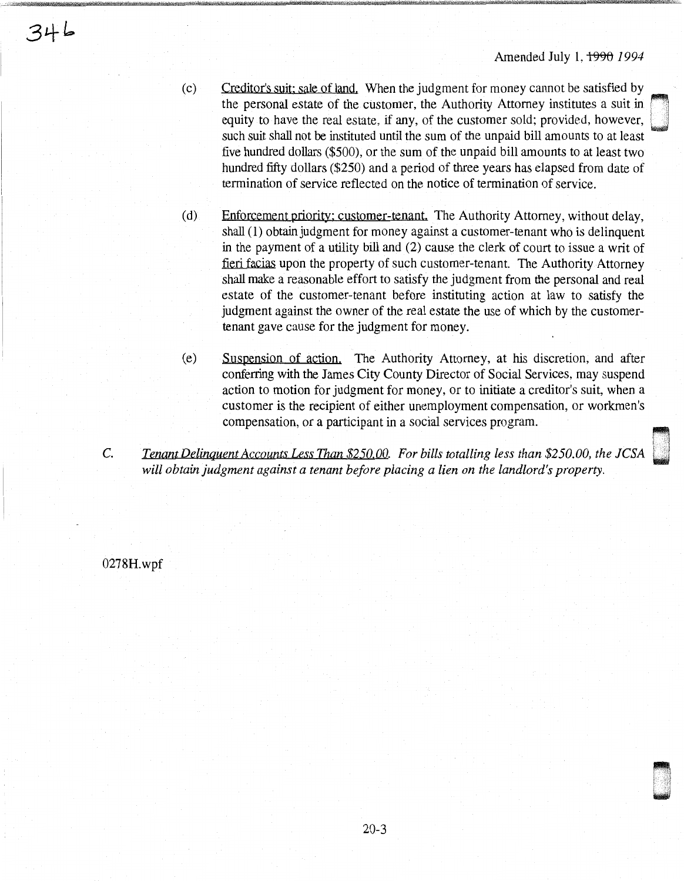Amended July 1, ~~1990~~ *1994*

(c) Creditor's suit; sale of land. When the judgment for money cannot be satisfied by the personal estate of the customer, the Authority Attorney institutes a suit in equity to have the real estate, if any, of the customer sold; provided, however, such suit shall not be instituted until the sum of the unpaid bill amounts to at least five hundred dollars ($500), or the sum of the unpaid bill amounts to at least two hundred fifty dollars ($250) and a period of three years has elapsed from date of termination of service reflected on the notice of termination of service.

(d) Enforcement priority; customer-tenant. The Authority Attorney, without delay, shall (1) obtain judgment for money against a customer-tenant who is delinquent in the payment of a utility bill and (2) cause the clerk of court to issue a writ of fieri facias upon the property of such customer-tenant. The Authority Attorney shall make a reasonable effort to satisfy the judgment from the personal and real estate of the customer-tenant before instituting action at law to satisfy the judgment against the owner of the real estate the use of which by the customer-tenant gave cause for the judgment for money.

(e) Suspension of action. The Authority Attorney, at his discretion, and after conferring with the James City County Director of Social Services, may suspend action to motion for judgment for money, or to initiate a creditor's suit, when a customer is the recipient of either unemployment compensation, or workmen's compensation, or a participant in a social services program.

C. *Tenant Delinquent Accounts Less Than $250.00. For bills totalling less than $250.00, the JCSA will obtain judgment against a tenant before placing a lien on the landlord's property.*

0278H.wpf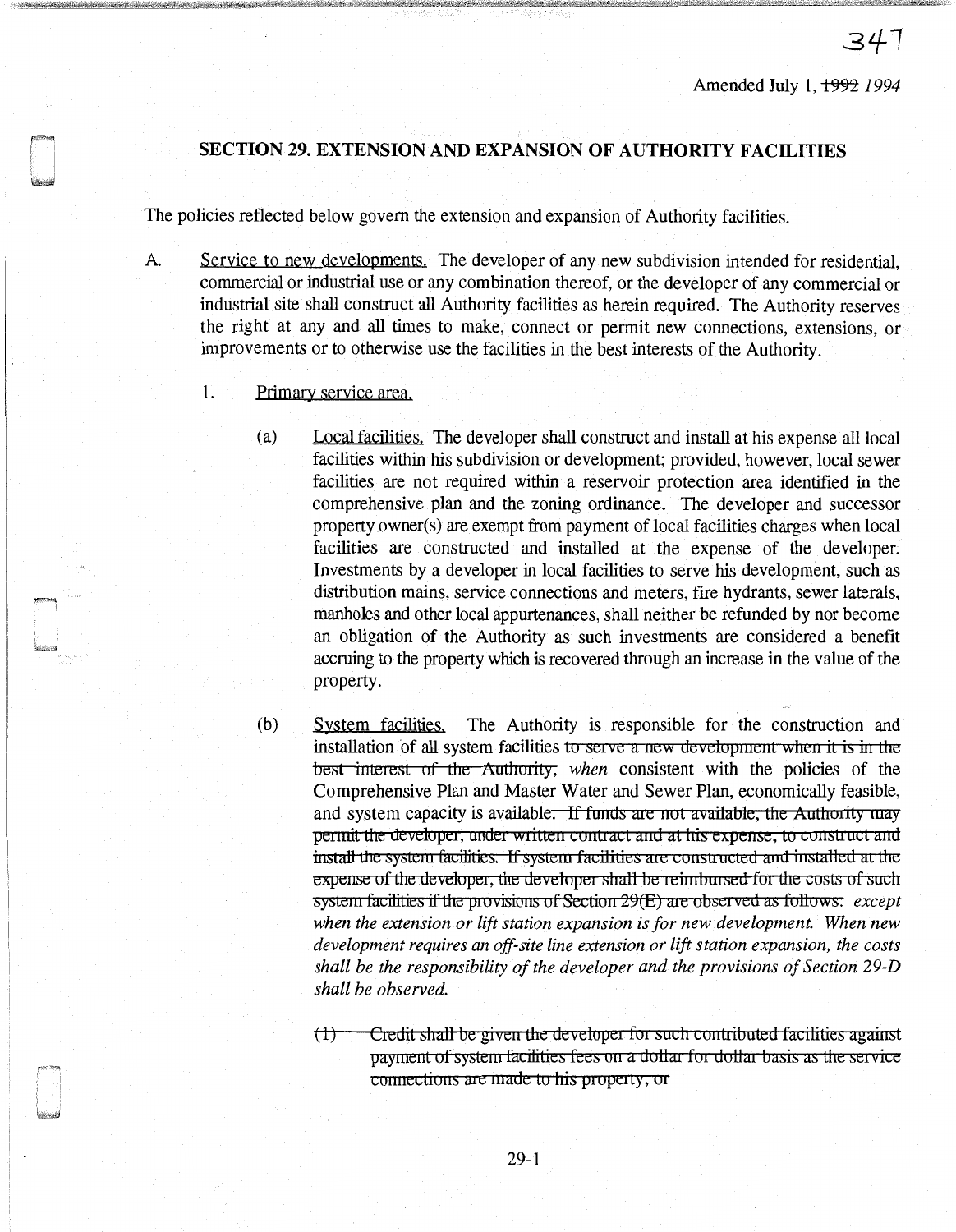Amended July 1, ~~1992~~ *1994*

## SECTION 29. EXTENSION AND EXPANSION OF AUTHORITY FACILITIES

The policies reflected below govern the extension and expansion of Authority facilities.

A. Service to new developments. The developer of any new subdivision intended for residential, commercial or industrial use or any combination thereof, or the developer of any commercial or industrial site shall construct all Authority facilities as herein required. The Authority reserves the right at any and all times to make, connect or permit new connections, extensions, or improvements or to otherwise use the facilities in the best interests of the Authority.

   1. Primary service area.

      (a) Local facilities. The developer shall construct and install at his expense all local facilities within his subdivision or development; provided, however, local sewer facilities are not required within a reservoir protection area identified in the comprehensive plan and the zoning ordinance. The developer and successor property owner(s) are exempt from payment of local facilities charges when local facilities are constructed and installed at the expense of the developer. Investments by a developer in local facilities to serve his development, such as distribution mains, service connections and meters, fire hydrants, sewer laterals, manholes and other local appurtenances, shall neither be refunded by nor become an obligation of the Authority as such investments are considered a benefit accruing to the property which is recovered through an increase in the value of the property.

      (b) System facilities. The Authority is responsible for the construction and installation of all system facilities ~~to serve a new development when it is in the best interest of the Authority,~~ *when* consistent with the policies of the Comprehensive Plan and Master Water and Sewer Plan, economically feasible, and system capacity is available. ~~If funds are not available, the Authority may permit the developer, under written contract and at his expense, to construct and install the system facilities. If system facilities are constructed and installed at the expense of the developer, the developer shall be reimbursed for the costs of such system facilities if the provisions of Section 29(E) are observed as follows:~~ *except when the extension or lift station expansion is for new development. When new development requires an off-site line extension or lift station expansion, the costs shall be the responsibility of the developer and the provisions of Section 29-D shall be observed.*

         ~~(1) Credit shall be given the developer for such contributed facilities against payment of system facilities fees on a dollar for dollar basis as the service connections are made to his property, or~~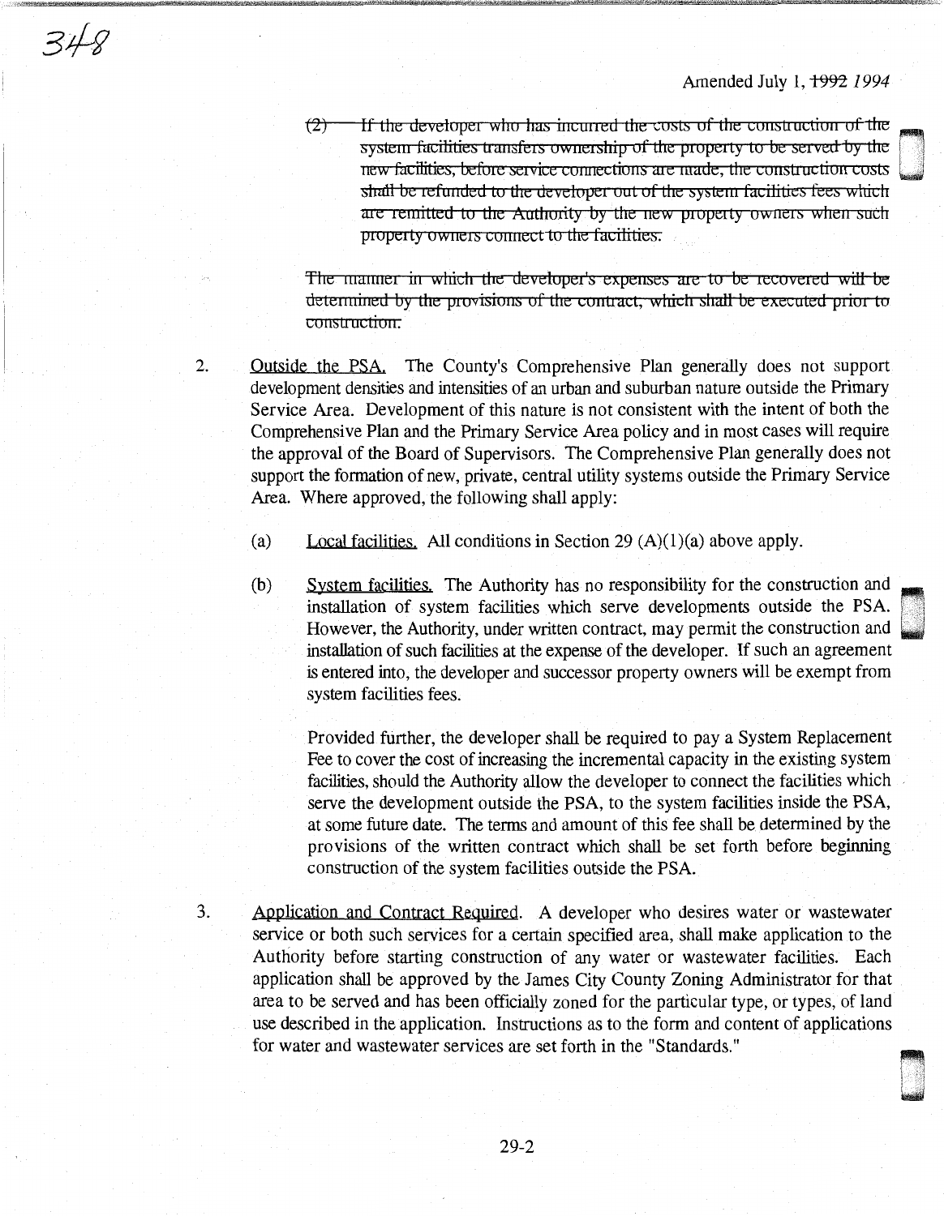Amended July 1, ~~1992~~ *1994*

~~(2) If the developer who has incurred the costs of the construction of the system facilities transfers ownership of the property to be served by the new facilities, before service connections are made, the construction costs shall be refunded to the developer out of the system facilities fees which are remitted to the Authority by the new property owners when such property owners connect to the facilities.~~

~~The manner in which the developer's expenses are to be recovered will be determined by the provisions of the contract, which shall be executed prior to construction.~~

2. Outside the PSA. The County's Comprehensive Plan generally does not support development densities and intensities of an urban and suburban nature outside the Primary Service Area. Development of this nature is not consistent with the intent of both the Comprehensive Plan and the Primary Service Area policy and in most cases will require the approval of the Board of Supervisors. The Comprehensive Plan generally does not support the formation of new, private, central utility systems outside the Primary Service Area. Where approved, the following shall apply:

   (a) Local facilities. All conditions in Section 29 (A)(1)(a) above apply.

   (b) System facilities. The Authority has no responsibility for the construction and installation of system facilities which serve developments outside the PSA. However, the Authority, under written contract, may permit the construction and installation of such facilities at the expense of the developer. If such an agreement is entered into, the developer and successor property owners will be exempt from system facilities fees.

   Provided further, the developer shall be required to pay a System Replacement Fee to cover the cost of increasing the incremental capacity in the existing system facilities, should the Authority allow the developer to connect the facilities which serve the development outside the PSA, to the system facilities inside the PSA, at some future date. The terms and amount of this fee shall be determined by the provisions of the written contract which shall be set forth before beginning construction of the system facilities outside the PSA.

3. Application and Contract Required. A developer who desires water or wastewater service or both such services for a certain specified area, shall make application to the Authority before starting construction of any water or wastewater facilities. Each application shall be approved by the James City County Zoning Administrator for that area to be served and has been officially zoned for the particular type, or types, of land use described in the application. Instructions as to the form and content of applications for water and wastewater services are set forth in the "Standards."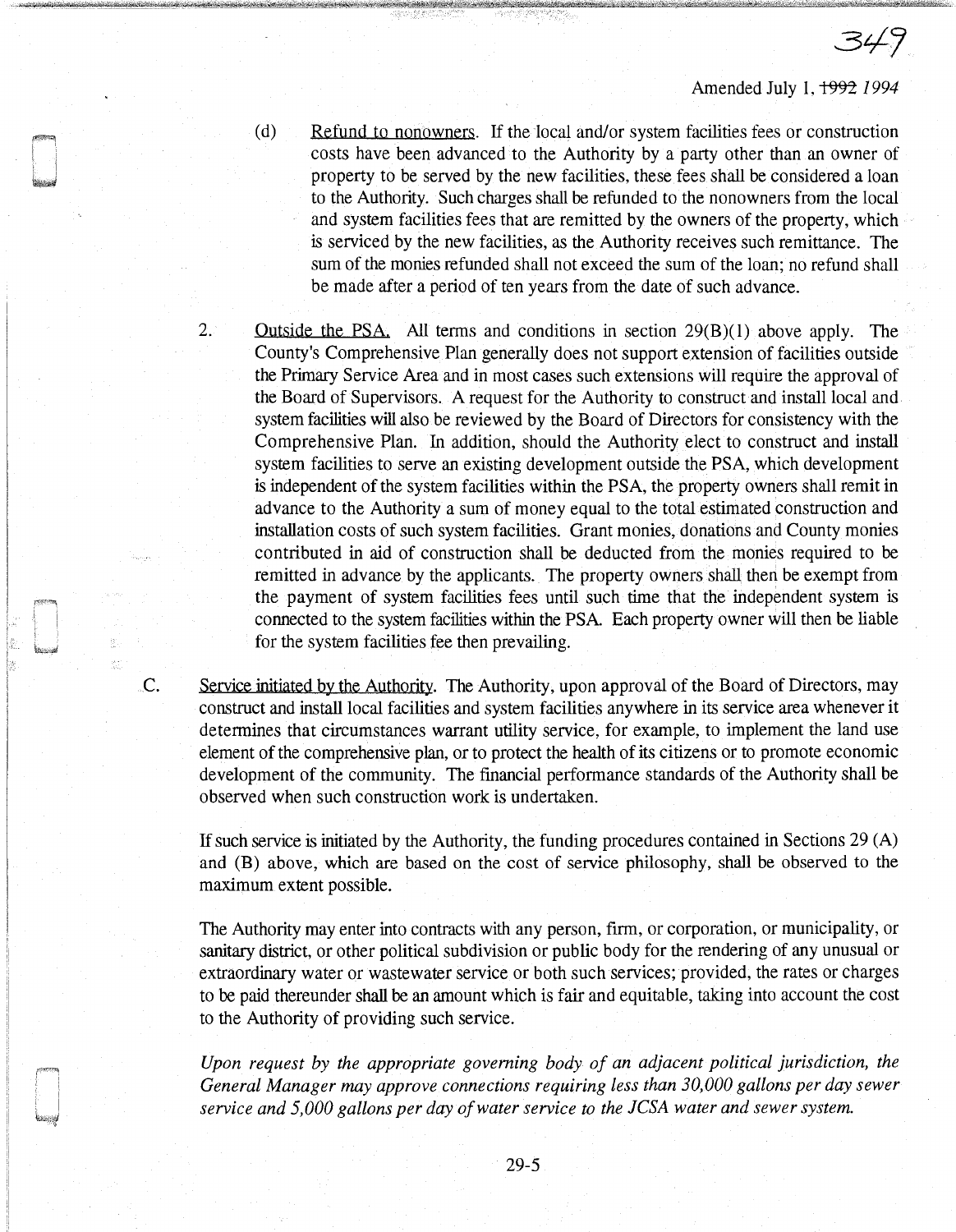Amended July 1, ~~1992~~ *1994*

(d) Refund to nonowners. If the local and/or system facilities fees or construction costs have been advanced to the Authority by a party other than an owner of property to be served by the new facilities, these fees shall be considered a loan to the Authority. Such charges shall be refunded to the nonowners from the local and system facilities fees that are remitted by the owners of the property, which is serviced by the new facilities, as the Authority receives such remittance. The sum of the monies refunded shall not exceed the sum of the loan; no refund shall be made after a period of ten years from the date of such advance.

2. Outside the PSA. All terms and conditions in section 29(B)(1) above apply. The County's Comprehensive Plan generally does not support extension of facilities outside the Primary Service Area and in most cases such extensions will require the approval of the Board of Supervisors. A request for the Authority to construct and install local and system facilities will also be reviewed by the Board of Directors for consistency with the Comprehensive Plan. In addition, should the Authority elect to construct and install system facilities to serve an existing development outside the PSA, which development is independent of the system facilities within the PSA, the property owners shall remit in advance to the Authority a sum of money equal to the total estimated construction and installation costs of such system facilities. Grant monies, donations and County monies contributed in aid of construction shall be deducted from the monies required to be remitted in advance by the applicants. The property owners shall then be exempt from the payment of system facilities fees until such time that the independent system is connected to the system facilities within the PSA. Each property owner will then be liable for the system facilities fee then prevailing.

C. Service initiated by the Authority. The Authority, upon approval of the Board of Directors, may construct and install local facilities and system facilities anywhere in its service area whenever it determines that circumstances warrant utility service, for example, to implement the land use element of the comprehensive plan, or to protect the health of its citizens or to promote economic development of the community. The financial performance standards of the Authority shall be observed when such construction work is undertaken.

If such service is initiated by the Authority, the funding procedures contained in Sections 29 (A) and (B) above, which are based on the cost of service philosophy, shall be observed to the maximum extent possible.

The Authority may enter into contracts with any person, firm, or corporation, or municipality, or sanitary district, or other political subdivision or public body for the rendering of any unusual or extraordinary water or wastewater service or both such services; provided, the rates or charges to be paid thereunder shall be an amount which is fair and equitable, taking into account the cost to the Authority of providing such service.

*Upon request by the appropriate governing body of an adjacent political jurisdiction, the General Manager may approve connections requiring less than 30,000 gallons per day sewer service and 5,000 gallons per day of water service to the JCSA water and sewer system.*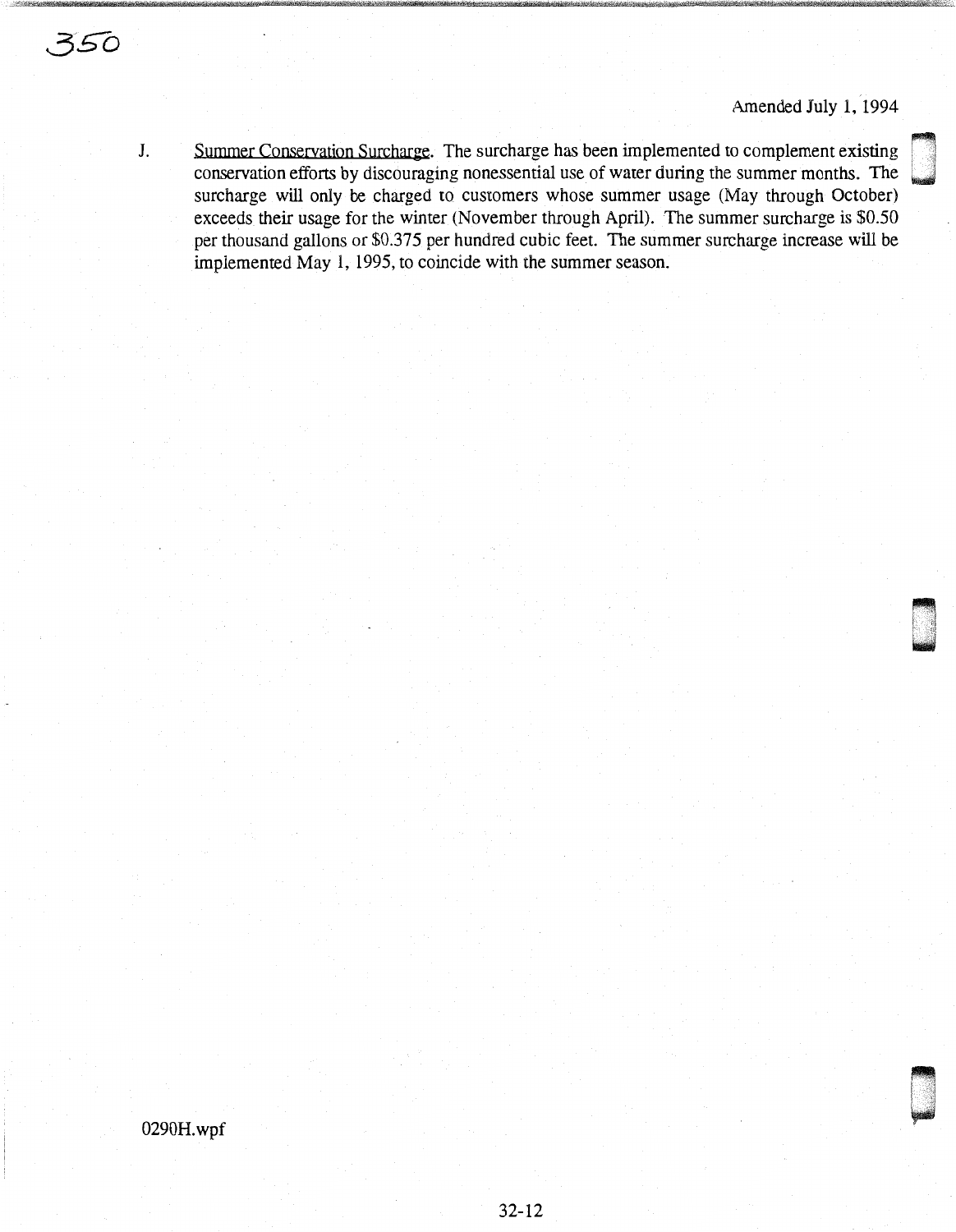Amended July 1, 1994

J. Summer Conservation Surcharge. The surcharge has been implemented to complement existing conservation efforts by discouraging nonessential use of water during the summer months. The surcharge will only be charged to customers whose summer usage (May through October) exceeds their usage for the winter (November through April). The summer surcharge is $0.50 per thousand gallons or $0.375 per hundred cubic feet. The summer surcharge increase will be implemented May 1, 1995, to coincide with the summer season.

0290H.wpf